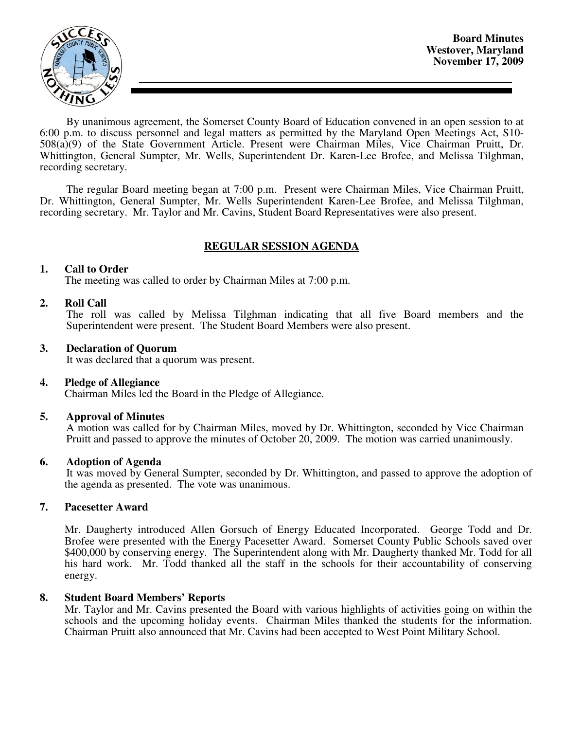**Board Minutes**
**Westover, Maryland**
**November 17, 2009**

By unanimous agreement, the Somerset County Board of Education convened in an open session to at 6:00 p.m. to discuss personnel and legal matters as permitted by the Maryland Open Meetings Act, S10-508(a)(9) of the State Government Article. Present were Chairman Miles, Vice Chairman Pruitt, Dr. Whittington, General Sumpter, Mr. Wells, Superintendent Dr. Karen-Lee Brofee, and Melissa Tilghman, recording secretary.

The regular Board meeting began at 7:00 p.m. Present were Chairman Miles, Vice Chairman Pruitt, Dr. Whittington, General Sumpter, Mr. Wells Superintendent Karen-Lee Brofee, and Melissa Tilghman, recording secretary. Mr. Taylor and Mr. Cavins, Student Board Representatives were also present.

## REGULAR SESSION AGENDA

**1. Call to Order**
The meeting was called to order by Chairman Miles at 7:00 p.m.

**2. Roll Call**
The roll was called by Melissa Tilghman indicating that all five Board members and the Superintendent were present. The Student Board Members were also present.

**3. Declaration of Quorum**
It was declared that a quorum was present.

**4. Pledge of Allegiance**
Chairman Miles led the Board in the Pledge of Allegiance.

**5. Approval of Minutes**
A motion was called for by Chairman Miles, moved by Dr. Whittington, seconded by Vice Chairman Pruitt and passed to approve the minutes of October 20, 2009. The motion was carried unanimously.

**6. Adoption of Agenda**
It was moved by General Sumpter, seconded by Dr. Whittington, and passed to approve the adoption of the agenda as presented. The vote was unanimous.

**7. Pacesetter Award**

Mr. Daugherty introduced Allen Gorsuch of Energy Educated Incorporated. George Todd and Dr. Brofee were presented with the Energy Pacesetter Award. Somerset County Public Schools saved over $400,000 by conserving energy. The Superintendent along with Mr. Daugherty thanked Mr. Todd for all his hard work. Mr. Todd thanked all the staff in the schools for their accountability of conserving energy.

**8. Student Board Members' Reports**
Mr. Taylor and Mr. Cavins presented the Board with various highlights of activities going on within the schools and the upcoming holiday events. Chairman Miles thanked the students for the information. Chairman Pruitt also announced that Mr. Cavins had been accepted to West Point Military School.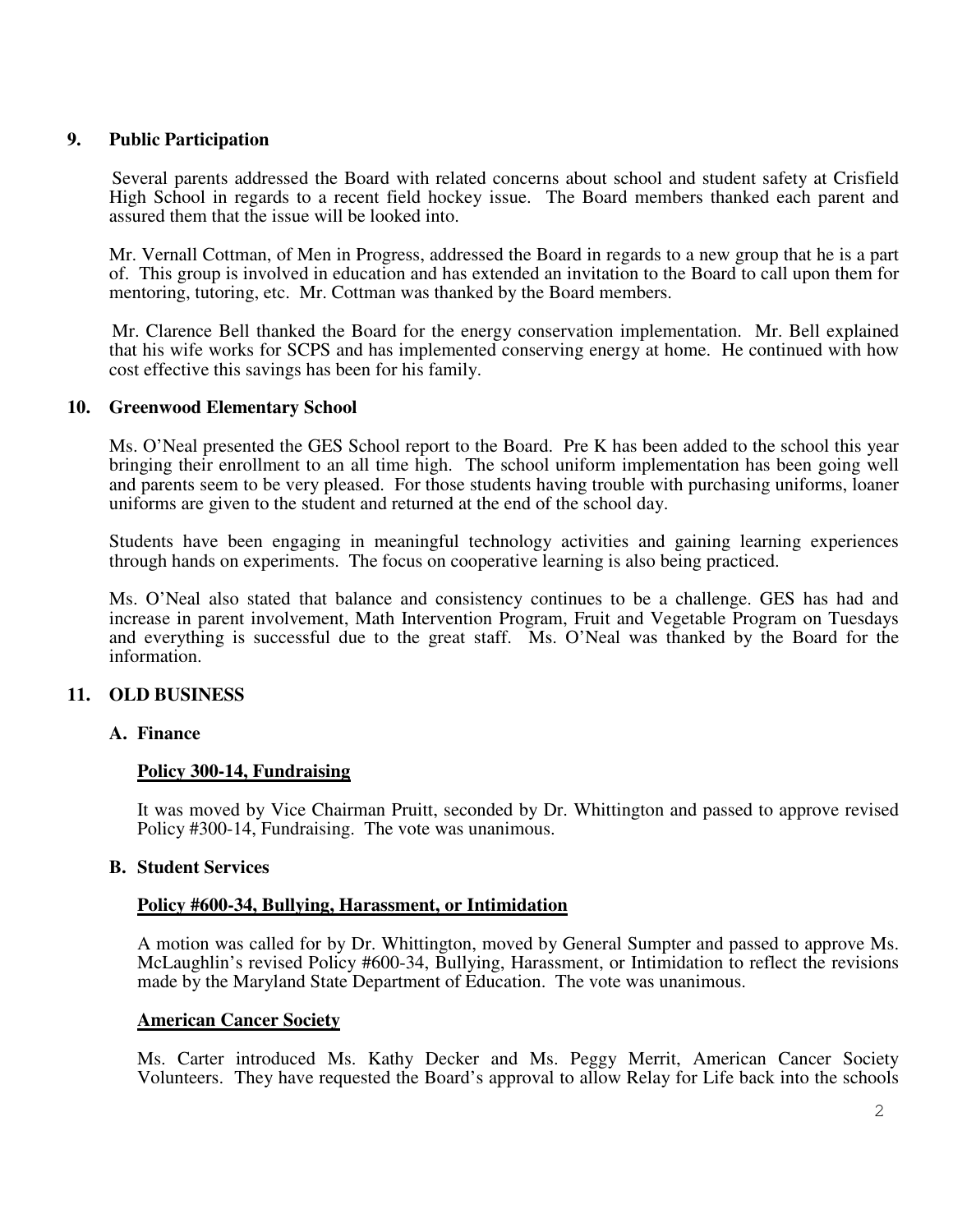## 9. Public Participation

Several parents addressed the Board with related concerns about school and student safety at Crisfield High School in regards to a recent field hockey issue. The Board members thanked each parent and assured them that the issue will be looked into.

Mr. Vernall Cottman, of Men in Progress, addressed the Board in regards to a new group that he is a part of. This group is involved in education and has extended an invitation to the Board to call upon them for mentoring, tutoring, etc. Mr. Cottman was thanked by the Board members.

Mr. Clarence Bell thanked the Board for the energy conservation implementation. Mr. Bell explained that his wife works for SCPS and has implemented conserving energy at home. He continued with how cost effective this savings has been for his family.

## 10. Greenwood Elementary School

Ms. O'Neal presented the GES School report to the Board. Pre K has been added to the school this year bringing their enrollment to an all time high. The school uniform implementation has been going well and parents seem to be very pleased. For those students having trouble with purchasing uniforms, loaner uniforms are given to the student and returned at the end of the school day.

Students have been engaging in meaningful technology activities and gaining learning experiences through hands on experiments. The focus on cooperative learning is also being practiced.

Ms. O'Neal also stated that balance and consistency continues to be a challenge. GES has had and increase in parent involvement, Math Intervention Program, Fruit and Vegetable Program on Tuesdays and everything is successful due to the great staff. Ms. O'Neal was thanked by the Board for the information.

## 11. OLD BUSINESS

### A. Finance

**Policy 300-14, Fundraising**

It was moved by Vice Chairman Pruitt, seconded by Dr. Whittington and passed to approve revised Policy #300-14, Fundraising. The vote was unanimous.

### B. Student Services

**Policy #600-34, Bullying, Harassment, or Intimidation**

A motion was called for by Dr. Whittington, moved by General Sumpter and passed to approve Ms. McLaughlin's revised Policy #600-34, Bullying, Harassment, or Intimidation to reflect the revisions made by the Maryland State Department of Education. The vote was unanimous.

**American Cancer Society**

Ms. Carter introduced Ms. Kathy Decker and Ms. Peggy Merrit, American Cancer Society Volunteers. They have requested the Board's approval to allow Relay for Life back into the schools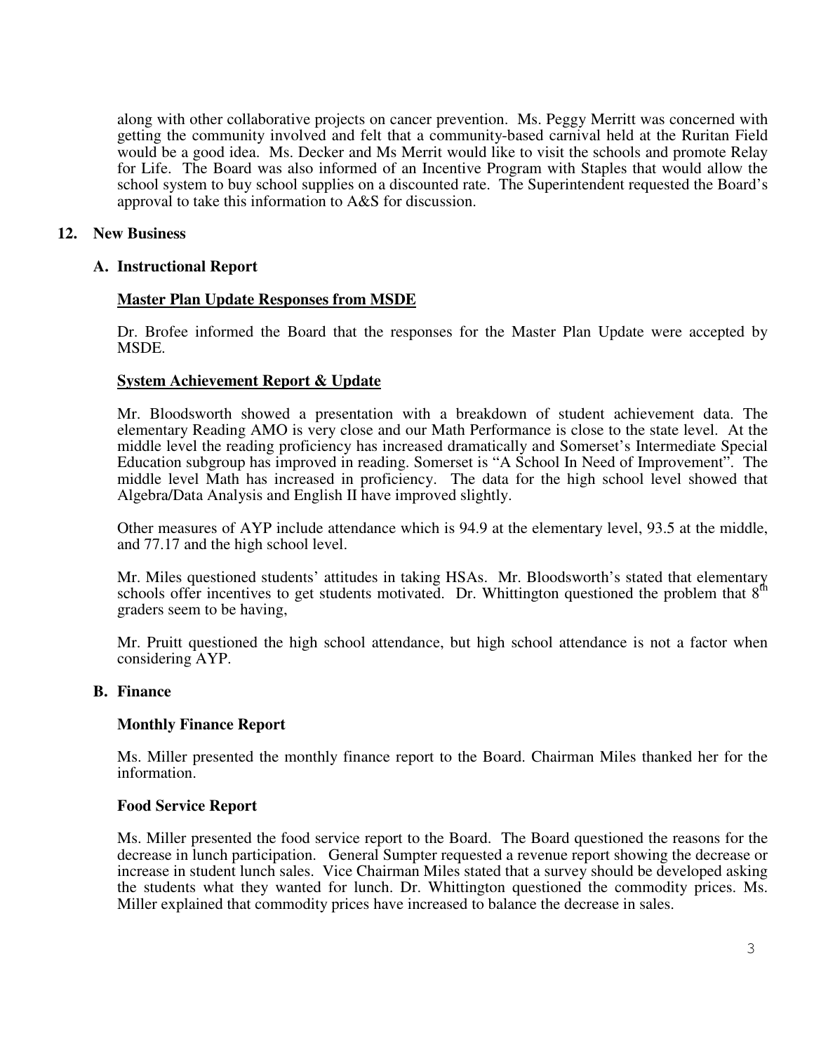along with other collaborative projects on cancer prevention. Ms. Peggy Merritt was concerned with getting the community involved and felt that a community-based carnival held at the Ruritan Field would be a good idea. Ms. Decker and Ms Merrit would like to visit the schools and promote Relay for Life. The Board was also informed of an Incentive Program with Staples that would allow the school system to buy school supplies on a discounted rate. The Superintendent requested the Board's approval to take this information to A&S for discussion.

**12. New Business**

**A. Instructional Report**

**<u>Master Plan Update Responses from MSDE</u>**

Dr. Brofee informed the Board that the responses for the Master Plan Update were accepted by MSDE.

**<u>System Achievement Report & Update</u>**

Mr. Bloodsworth showed a presentation with a breakdown of student achievement data. The elementary Reading AMO is very close and our Math Performance is close to the state level. At the middle level the reading proficiency has increased dramatically and Somerset's Intermediate Special Education subgroup has improved in reading. Somerset is "A School In Need of Improvement". The middle level Math has increased in proficiency. The data for the high school level showed that Algebra/Data Analysis and English II have improved slightly.

Other measures of AYP include attendance which is 94.9 at the elementary level, 93.5 at the middle, and 77.17 and the high school level.

Mr. Miles questioned students' attitudes in taking HSAs. Mr. Bloodsworth's stated that elementary schools offer incentives to get students motivated. Dr. Whittington questioned the problem that 8th graders seem to be having,

Mr. Pruitt questioned the high school attendance, but high school attendance is not a factor when considering AYP.

**B. Finance**

**Monthly Finance Report**

Ms. Miller presented the monthly finance report to the Board. Chairman Miles thanked her for the information.

**Food Service Report**

Ms. Miller presented the food service report to the Board. The Board questioned the reasons for the decrease in lunch participation. General Sumpter requested a revenue report showing the decrease or increase in student lunch sales. Vice Chairman Miles stated that a survey should be developed asking the students what they wanted for lunch. Dr. Whittington questioned the commodity prices. Ms. Miller explained that commodity prices have increased to balance the decrease in sales.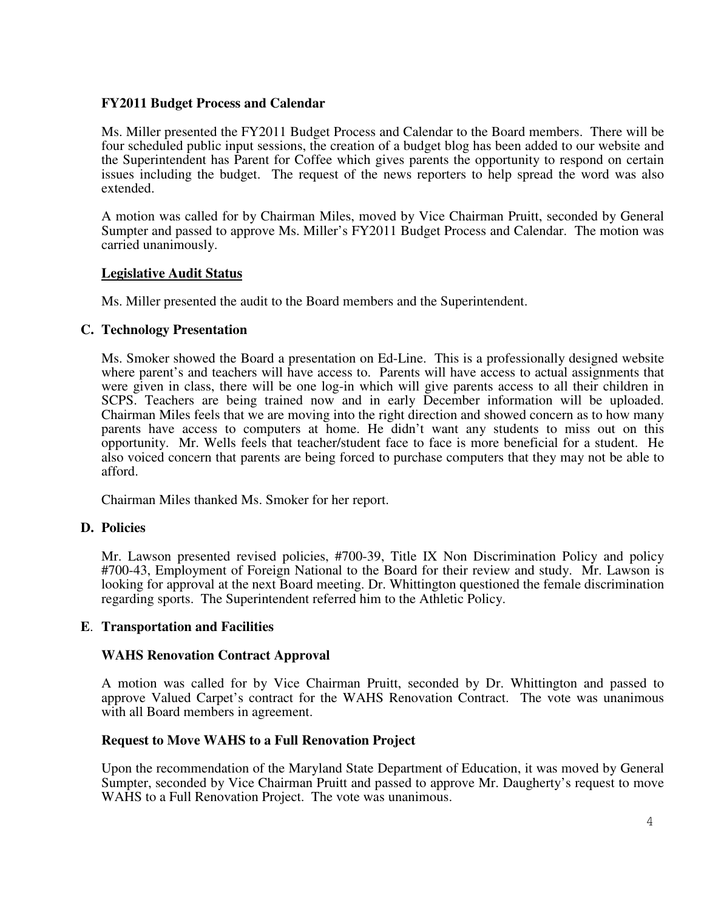**FY2011 Budget Process and Calendar**

Ms. Miller presented the FY2011 Budget Process and Calendar to the Board members. There will be four scheduled public input sessions, the creation of a budget blog has been added to our website and the Superintendent has Parent for Coffee which gives parents the opportunity to respond on certain issues including the budget. The request of the news reporters to help spread the word was also extended.

A motion was called for by Chairman Miles, moved by Vice Chairman Pruitt, seconded by General Sumpter and passed to approve Ms. Miller's FY2011 Budget Process and Calendar. The motion was carried unanimously.

**Legislative Audit Status**

Ms. Miller presented the audit to the Board members and the Superintendent.

### C. Technology Presentation

Ms. Smoker showed the Board a presentation on Ed-Line. This is a professionally designed website where parent's and teachers will have access to. Parents will have access to actual assignments that were given in class, there will be one log-in which will give parents access to all their children in SCPS. Teachers are being trained now and in early December information will be uploaded. Chairman Miles feels that we are moving into the right direction and showed concern as to how many parents have access to computers at home. He didn't want any students to miss out on this opportunity. Mr. Wells feels that teacher/student face to face is more beneficial for a student. He also voiced concern that parents are being forced to purchase computers that they may not be able to afford.

Chairman Miles thanked Ms. Smoker for her report.

### D. Policies

Mr. Lawson presented revised policies, #700-39, Title IX Non Discrimination Policy and policy #700-43, Employment of Foreign National to the Board for their review and study. Mr. Lawson is looking for approval at the next Board meeting. Dr. Whittington questioned the female discrimination regarding sports. The Superintendent referred him to the Athletic Policy.

### E. Transportation and Facilities

**WAHS Renovation Contract Approval**

A motion was called for by Vice Chairman Pruitt, seconded by Dr. Whittington and passed to approve Valued Carpet's contract for the WAHS Renovation Contract. The vote was unanimous with all Board members in agreement.

**Request to Move WAHS to a Full Renovation Project**

Upon the recommendation of the Maryland State Department of Education, it was moved by General Sumpter, seconded by Vice Chairman Pruitt and passed to approve Mr. Daugherty's request to move WAHS to a Full Renovation Project. The vote was unanimous.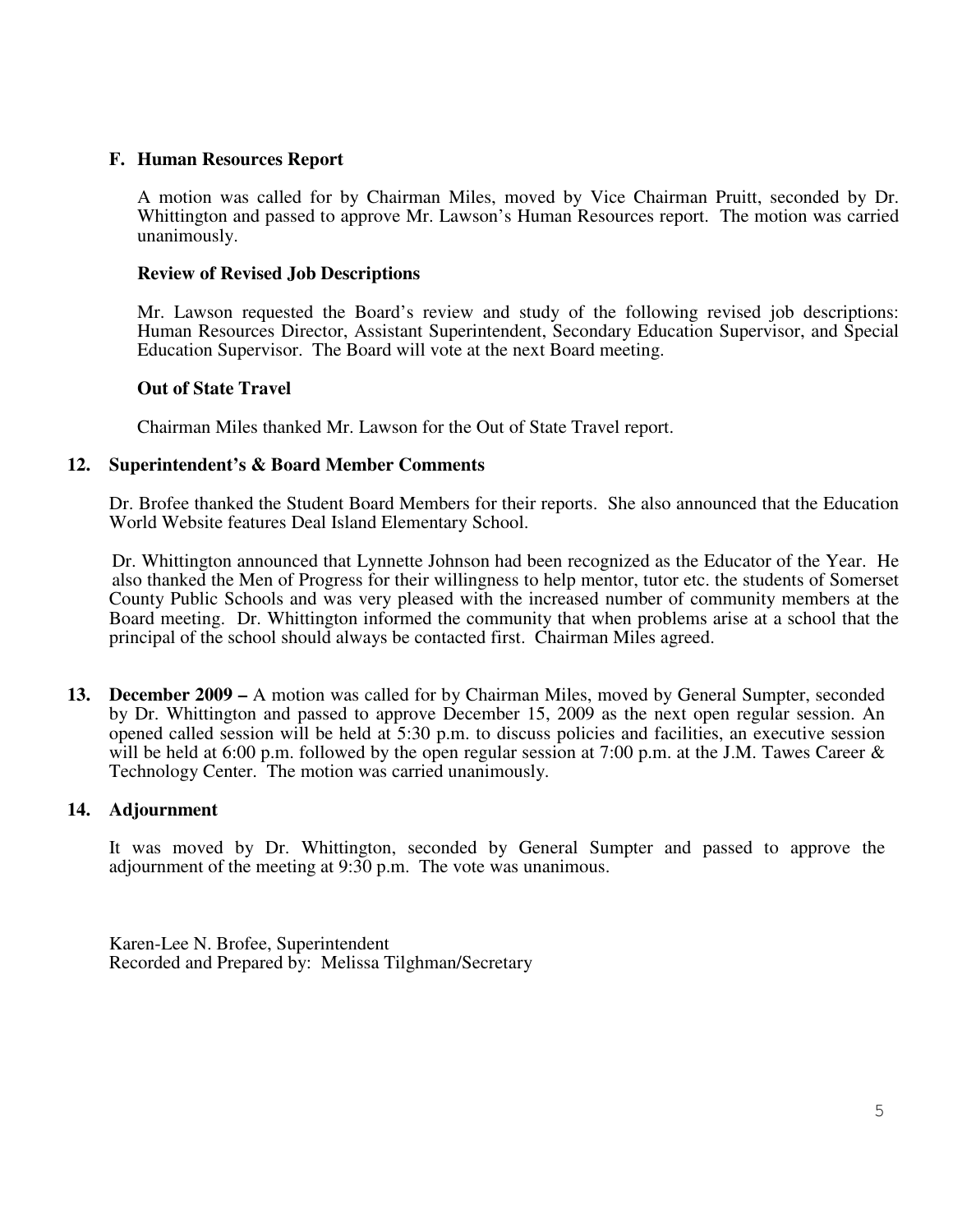### F. Human Resources Report

A motion was called for by Chairman Miles, moved by Vice Chairman Pruitt, seconded by Dr. Whittington and passed to approve Mr. Lawson's Human Resources report. The motion was carried unanimously.

**Review of Revised Job Descriptions**

Mr. Lawson requested the Board's review and study of the following revised job descriptions: Human Resources Director, Assistant Superintendent, Secondary Education Supervisor, and Special Education Supervisor. The Board will vote at the next Board meeting.

**Out of State Travel**

Chairman Miles thanked Mr. Lawson for the Out of State Travel report.

## 12. Superintendent's & Board Member Comments

Dr. Brofee thanked the Student Board Members for their reports. She also announced that the Education World Website features Deal Island Elementary School.

Dr. Whittington announced that Lynnette Johnson had been recognized as the Educator of the Year. He also thanked the Men of Progress for their willingness to help mentor, tutor etc. the students of Somerset County Public Schools and was very pleased with the increased number of community members at the Board meeting. Dr. Whittington informed the community that when problems arise at a school that the principal of the school should always be contacted first. Chairman Miles agreed.

**13. December 2009 –** A motion was called for by Chairman Miles, moved by General Sumpter, seconded by Dr. Whittington and passed to approve December 15, 2009 as the next open regular session. An opened called session will be held at 5:30 p.m. to discuss policies and facilities, an executive session will be held at 6:00 p.m. followed by the open regular session at 7:00 p.m. at the J.M. Tawes Career & Technology Center. The motion was carried unanimously.

## 14. Adjournment

It was moved by Dr. Whittington, seconded by General Sumpter and passed to approve the adjournment of the meeting at 9:30 p.m. The vote was unanimous.

Karen-Lee N. Brofee, Superintendent
Recorded and Prepared by: Melissa Tilghman/Secretary